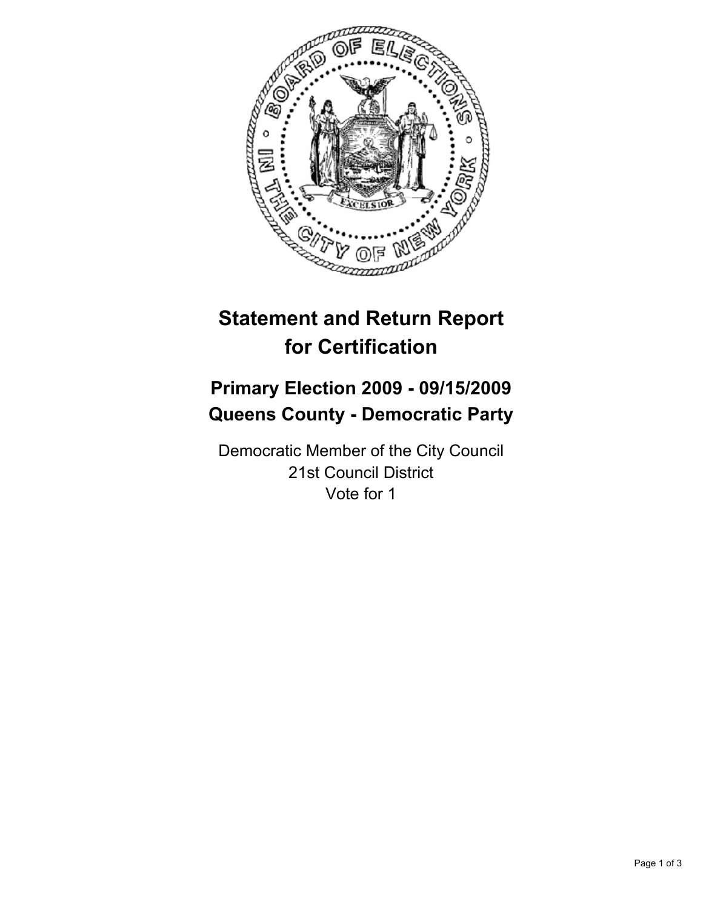# Statement and Return Report for Certification

## Primary Election 2009 - 09/15/2009
## Queens County - Democratic Party

Democratic Member of the City Council
21st Council District
Vote for 1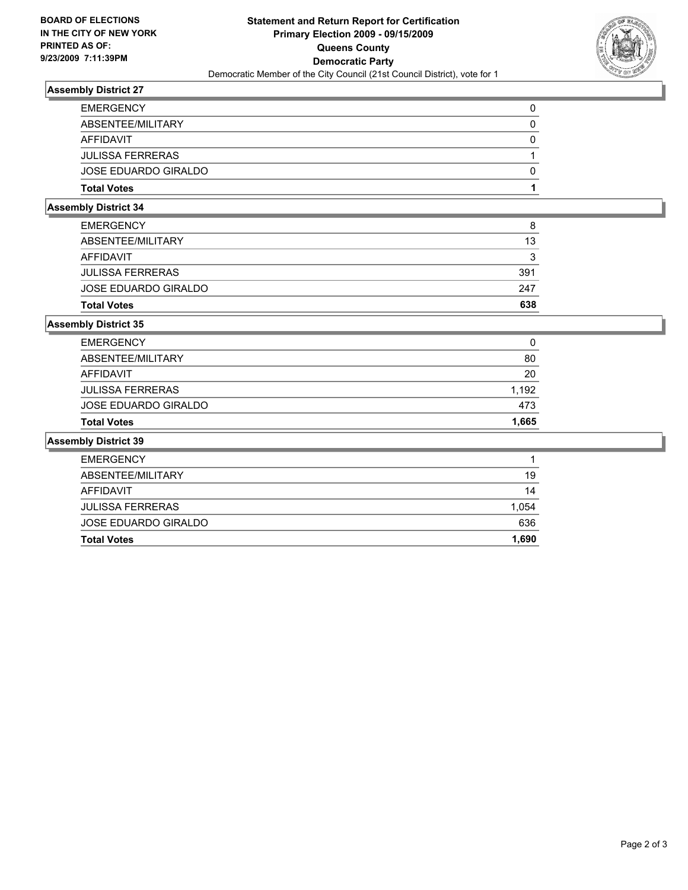**BOARD OF ELECTIONS**
**IN THE CITY OF NEW YORK**
**PRINTED AS OF:**
**9/23/2009 7:11:39PM**

# Statement and Return Report for Certification
## Primary Election 2009 - 09/15/2009
## Queens County
## Democratic Party

Democratic Member of the City Council (21st Council District), vote for 1

### Assembly District 27

| | |
|---|---|
| EMERGENCY | 0 |
| ABSENTEE/MILITARY | 0 |
| AFFIDAVIT | 0 |
| JULISSA FERRERAS | 1 |
| JOSE EDUARDO GIRALDO | 0 |
| **Total Votes** | **1** |

### Assembly District 34

| | |
|---|---|
| EMERGENCY | 8 |
| ABSENTEE/MILITARY | 13 |
| AFFIDAVIT | 3 |
| JULISSA FERRERAS | 391 |
| JOSE EDUARDO GIRALDO | 247 |
| **Total Votes** | **638** |

### Assembly District 35

| | |
|---|---|
| EMERGENCY | 0 |
| ABSENTEE/MILITARY | 80 |
| AFFIDAVIT | 20 |
| JULISSA FERRERAS | 1,192 |
| JOSE EDUARDO GIRALDO | 473 |
| **Total Votes** | **1,665** |

### Assembly District 39

| | |
|---|---|
| EMERGENCY | 1 |
| ABSENTEE/MILITARY | 19 |
| AFFIDAVIT | 14 |
| JULISSA FERRERAS | 1,054 |
| JOSE EDUARDO GIRALDO | 636 |
| **Total Votes** | **1,690** |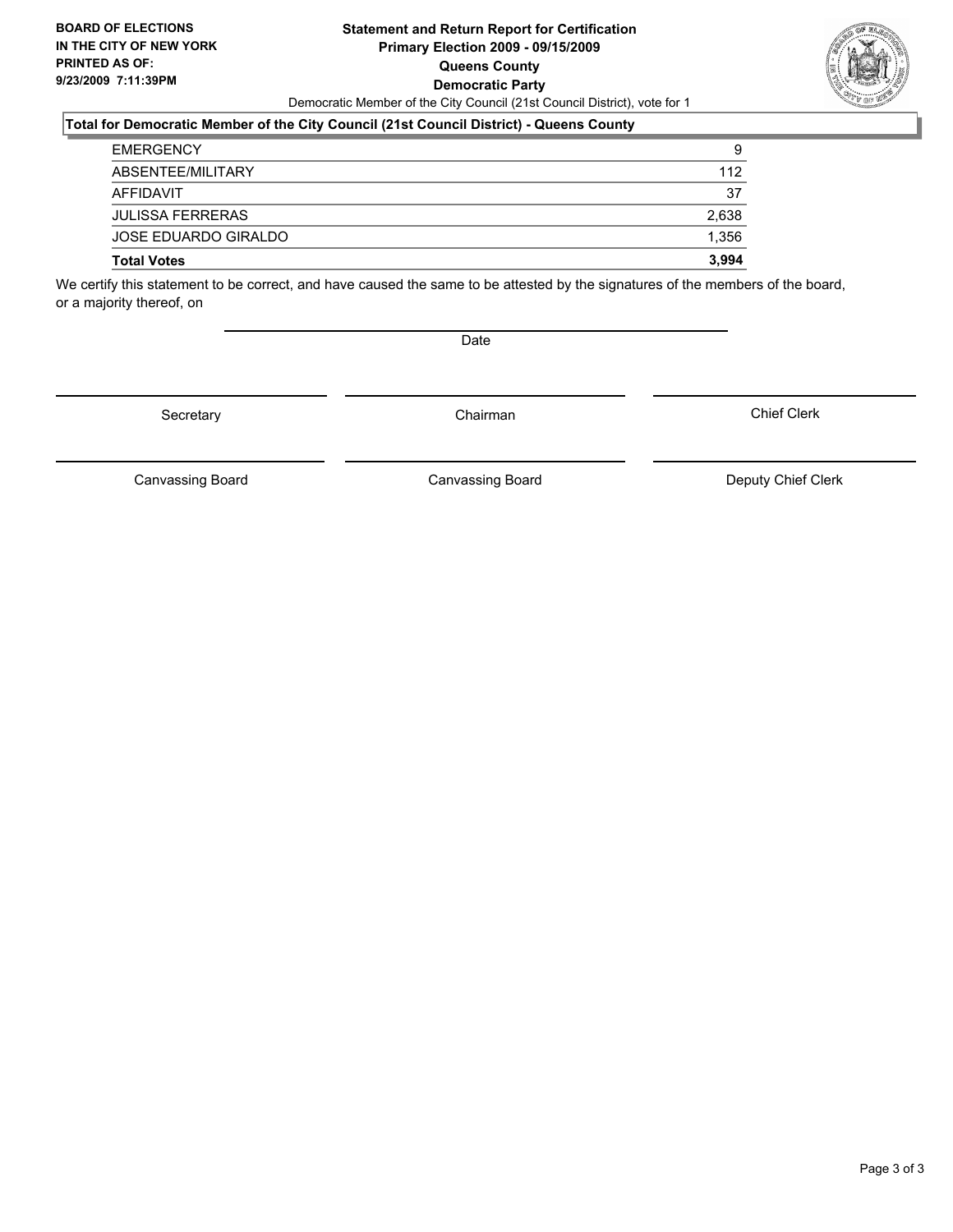**BOARD OF ELECTIONS IN THE CITY OF NEW YORK PRINTED AS OF: 9/23/2009 7:11:39PM**

**Statement and Return Report for Certification Primary Election 2009 - 09/15/2009 Queens County Democratic Party**

Democratic Member of the City Council (21st Council District), vote for 1

**Total for Democratic Member of the City Council (21st Council District) - Queens County**

| | |
|---|---|
| EMERGENCY | 9 |
| ABSENTEE/MILITARY | 112 |
| AFFIDAVIT | 37 |
| JULISSA FERRERAS | 2,638 |
| JOSE EDUARDO GIRALDO | 1,356 |
| **Total Votes** | **3,994** |

We certify this statement to be correct, and have caused the same to be attested by the signatures of the members of the board, or a majority thereof, on

Date

Secretary

Chairman

Chief Clerk

Canvassing Board

Canvassing Board

Deputy Chief Clerk